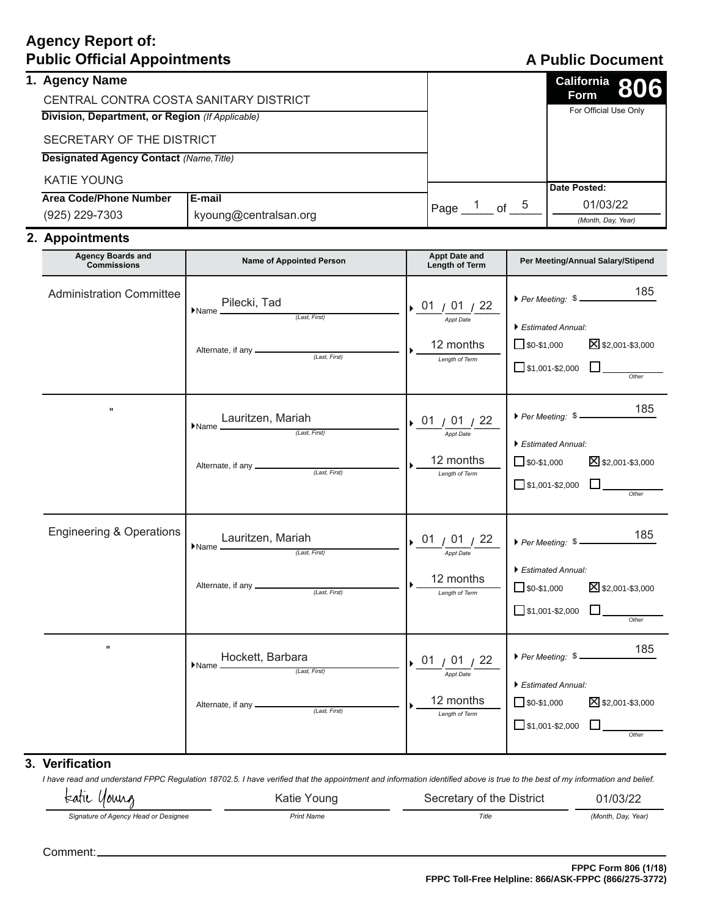# Agency Report of: Public Official Appointments

**A Public Document**

**California Form 806**

For Official Use Only

## 1. Agency Name

CENTRAL CONTRA COSTA SANITARY DISTRICT

**Division, Department, or Region** *(If Applicable)*

SECRETARY OF THE DISTRICT

**Designated Agency Contact** *(Name, Title)*

KATIE YOUNG

| Area Code/Phone Number | E-mail |
|---|---|
| (925) 229-7303 | kyoung@centralsan.org |

Page 1 of 5

**Date Posted:** 01/03/22 *(Month, Day, Year)*

## 2. Appointments

| Agency Boards and Commissions | Name of Appointed Person | Appt Date and Length of Term | Per Meeting/Annual Salary/Stipend |
|---|---|---|---|
| Administration Committee | Name: Pilecki, Tad *(Last, First)*<br>Alternate, if any: | Appt Date: 01 / 01 / 22<br>Length of Term: 12 months | Per Meeting: $ 185<br>Estimated Annual:<br>☐ $0-$1,000 ☒ $2,001-$3,000<br>☐ $1,001-$2,000 ☐ Other |
| " | Name: Lauritzen, Mariah *(Last, First)*<br>Alternate, if any: | Appt Date: 01 / 01 / 22<br>Length of Term: 12 months | Per Meeting: $ 185<br>Estimated Annual:<br>☐ $0-$1,000 ☒ $2,001-$3,000<br>☐ $1,001-$2,000 ☐ Other |
| Engineering & Operations | Name: Lauritzen, Mariah *(Last, First)*<br>Alternate, if any: | Appt Date: 01 / 01 / 22<br>Length of Term: 12 months | Per Meeting: $ 185<br>Estimated Annual:<br>☐ $0-$1,000 ☒ $2,001-$3,000<br>☐ $1,001-$2,000 ☐ Other |
| " | Name: Hockett, Barbara *(Last, First)*<br>Alternate, if any: | Appt Date: 01 / 01 / 22<br>Length of Term: 12 months | Per Meeting: $ 185<br>Estimated Annual:<br>☐ $0-$1,000 ☒ $2,001-$3,000<br>☐ $1,001-$2,000 ☐ Other |

## 3. Verification

*I have read and understand FPPC Regulation 18702.5. I have verified that the appointment and information identified above is true to the best of my information and belief.*

| Signature of Agency Head or Designee | Print Name | Title | (Month, Day, Year) |
|---|---|---|---|
| Katie Young | Katie Young | Secretary of the District | 01/03/22 |

Comment:

**FPPC Form 806 (1/18)**
**FPPC Toll-Free Helpline: 866/ASK-FPPC (866/275-3772)**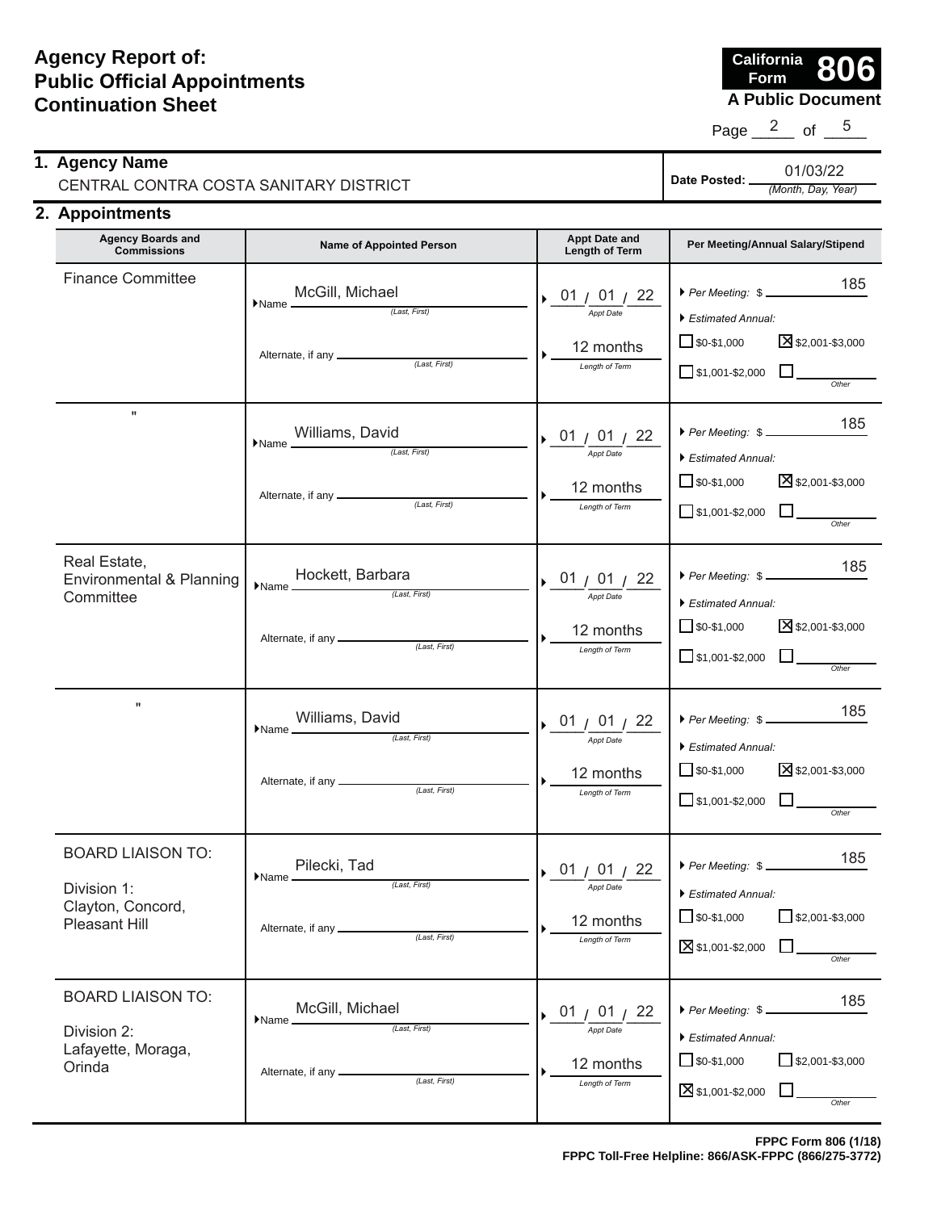# Agency Report of: Public Official Appointments Continuation Sheet

**California Form 806**
**A Public Document**

Page 2 of 5

## 1. Agency Name

CENTRAL CONTRA COSTA SANITARY DISTRICT

**Date Posted:** 01/03/22 *(Month, Day, Year)*

## 2. Appointments

| Agency Boards and Commissions | Name of Appointed Person | Appt Date and Length of Term | Per Meeting/Annual Salary/Stipend |
|---|---|---|---|
| Finance Committee | Name: McGill, Michael (Last, First)<br>Alternate, if any: | Appt Date: 01 / 01 / 22<br>Length of Term: 12 months | Per Meeting: $ 185<br>Estimated Annual:<br>☐ $0-$1,000<br>☐ $1,001-$2,000<br>☒ $2,001-$3,000<br>☐ Other |
| " | Name: Williams, David (Last, First)<br>Alternate, if any: | Appt Date: 01 / 01 / 22<br>Length of Term: 12 months | Per Meeting: $ 185<br>Estimated Annual:<br>☐ $0-$1,000<br>☐ $1,001-$2,000<br>☒ $2,001-$3,000<br>☐ Other |
| Real Estate, Environmental & Planning Committee | Name: Hockett, Barbara (Last, First)<br>Alternate, if any: | Appt Date: 01 / 01 / 22<br>Length of Term: 12 months | Per Meeting: $ 185<br>Estimated Annual:<br>☐ $0-$1,000<br>☐ $1,001-$2,000<br>☒ $2,001-$3,000<br>☐ Other |
| " | Name: Williams, David (Last, First)<br>Alternate, if any: | Appt Date: 01 / 01 / 22<br>Length of Term: 12 months | Per Meeting: $ 185<br>Estimated Annual:<br>☐ $0-$1,000<br>☐ $1,001-$2,000<br>☒ $2,001-$3,000<br>☐ Other |
| BOARD LIAISON TO:<br>Division 1: Clayton, Concord, Pleasant Hill | Name: Pilecki, Tad (Last, First)<br>Alternate, if any: | Appt Date: 01 / 01 / 22<br>Length of Term: 12 months | Per Meeting: $ 185<br>Estimated Annual:<br>☐ $0-$1,000<br>☒ $1,001-$2,000<br>☐ $2,001-$3,000<br>☐ Other |
| BOARD LIAISON TO:<br>Division 2: Lafayette, Moraga, Orinda | Name: McGill, Michael (Last, First)<br>Alternate, if any: | Appt Date: 01 / 01 / 22<br>Length of Term: 12 months | Per Meeting: $ 185<br>Estimated Annual:<br>☐ $0-$1,000<br>☒ $1,001-$2,000<br>☐ $2,001-$3,000<br>☐ Other |

**FPPC Form 806 (1/18)**
**FPPC Toll-Free Helpline: 866/ASK-FPPC (866/275-3772)**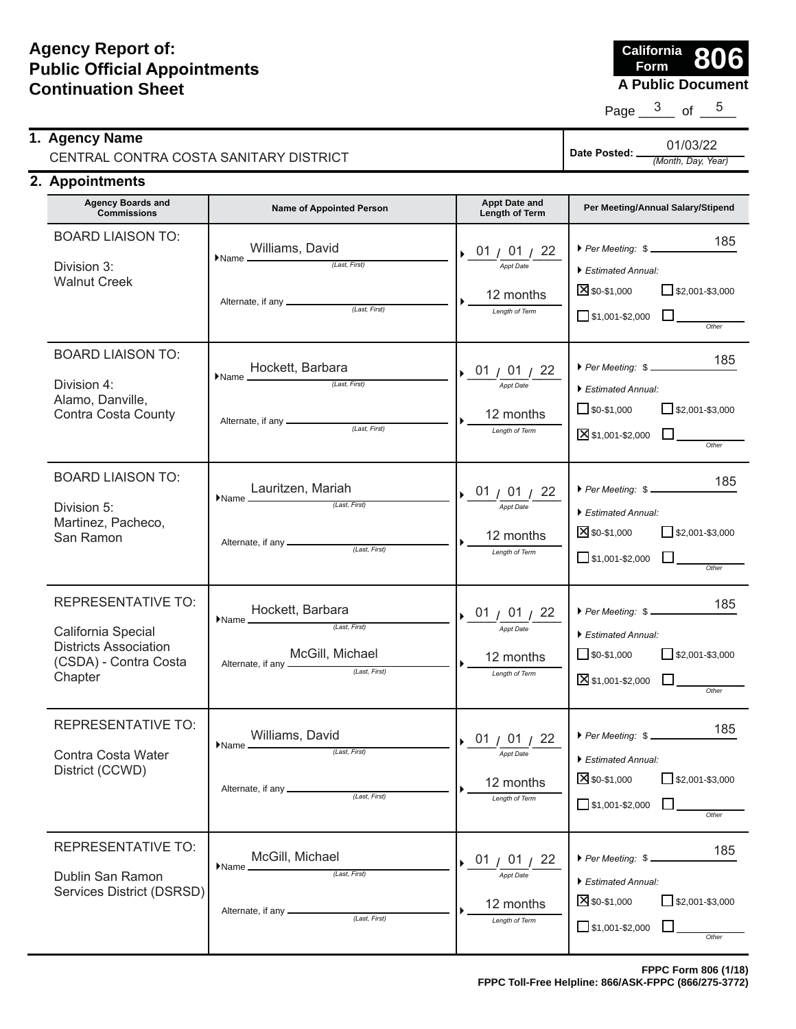# Agency Report of: Public Official Appointments Continuation Sheet

**California Form 806**
**A Public Document**

Page 3 of 5

## 1. Agency Name

CENTRAL CONTRA COSTA SANITARY DISTRICT

**Date Posted:** 01/03/22 *(Month, Day, Year)*

## 2. Appointments

| Agency Boards and Commissions | Name of Appointed Person | Appt Date and Length of Term | Per Meeting/Annual Salary/Stipend |
|---|---|---|---|
| BOARD LIAISON TO: Division 3: Walnut Creek | Name (Last, First): Williams, David<br>Alternate, if any (Last, First): | Appt Date: 01 / 01 / 22<br>Length of Term: 12 months | Per Meeting: $ 185<br>Estimated Annual: ☒ $0-$1,000 ☐ $2,001-$3,000 ☐ $1,001-$2,000 ☐ Other |
| BOARD LIAISON TO: Division 4: Alamo, Danville, Contra Costa County | Name (Last, First): Hockett, Barbara<br>Alternate, if any (Last, First): | Appt Date: 01 / 01 / 22<br>Length of Term: 12 months | Per Meeting: $ 185<br>Estimated Annual: ☐ $0-$1,000 ☐ $2,001-$3,000 ☒ $1,001-$2,000 ☐ Other |
| BOARD LIAISON TO: Division 5: Martinez, Pacheco, San Ramon | Name (Last, First): Lauritzen, Mariah<br>Alternate, if any (Last, First): | Appt Date: 01 / 01 / 22<br>Length of Term: 12 months | Per Meeting: $ 185<br>Estimated Annual: ☒ $0-$1,000 ☐ $2,001-$3,000 ☐ $1,001-$2,000 ☐ Other |
| REPRESENTATIVE TO: California Special Districts Association (CSDA) - Contra Costa Chapter | Name (Last, First): Hockett, Barbara<br>Alternate, if any (Last, First): McGill, Michael | Appt Date: 01 / 01 / 22<br>Length of Term: 12 months | Per Meeting: $ 185<br>Estimated Annual: ☐ $0-$1,000 ☐ $2,001-$3,000 ☒ $1,001-$2,000 ☐ Other |
| REPRESENTATIVE TO: Contra Costa Water District (CCWD) | Name (Last, First): Williams, David<br>Alternate, if any (Last, First): | Appt Date: 01 / 01 / 22<br>Length of Term: 12 months | Per Meeting: $ 185<br>Estimated Annual: ☒ $0-$1,000 ☐ $2,001-$3,000 ☐ $1,001-$2,000 ☐ Other |
| REPRESENTATIVE TO: Dublin San Ramon Services District (DSRSD) | Name (Last, First): McGill, Michael<br>Alternate, if any (Last, First): | Appt Date: 01 / 01 / 22<br>Length of Term: 12 months | Per Meeting: $ 185<br>Estimated Annual: ☒ $0-$1,000 ☐ $2,001-$3,000 ☐ $1,001-$2,000 ☐ Other |

FPPC Form 806 (1/18)
FPPC Toll-Free Helpline: 866/ASK-FPPC (866/275-3772)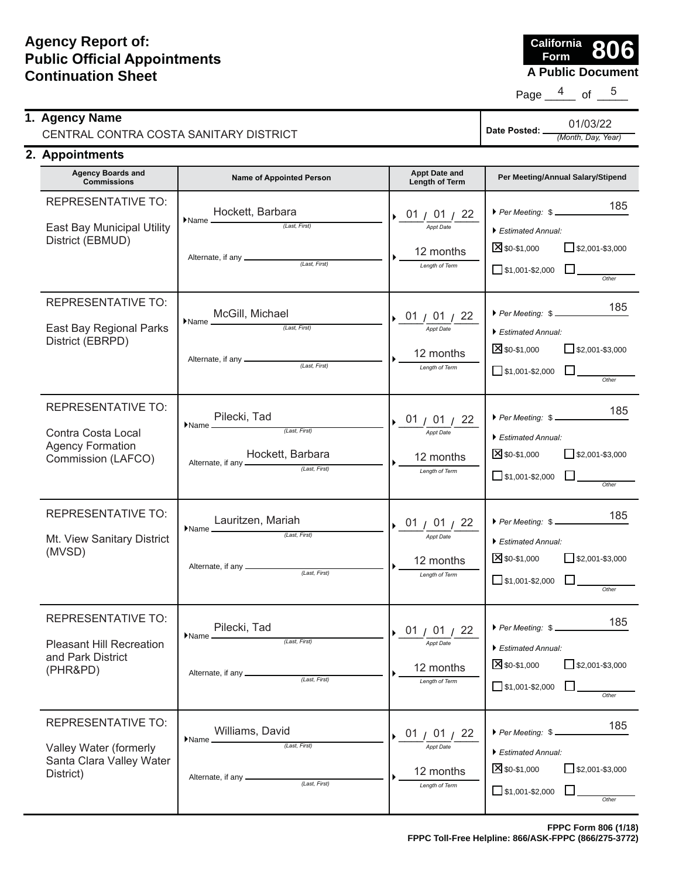# Agency Report of: Public Official Appointments Continuation Sheet

**California Form 806**
**A Public Document**

Page 4 of 5

## 1. Agency Name

CENTRAL CONTRA COSTA SANITARY DISTRICT

**Date Posted:** 01/03/22 *(Month, Day, Year)*

## 2. Appointments

| Agency Boards and Commissions | Name of Appointed Person | Appt Date and Length of Term | Per Meeting/Annual Salary/Stipend |
|---|---|---|---|
| REPRESENTATIVE TO: East Bay Municipal Utility District (EBMUD) | Name: Hockett, Barbara *(Last, First)*<br>Alternate, if any: *(Last, First)* | 01/01/22 *Appt Date*<br>12 months *Length of Term* | Per Meeting: $ 185<br>Estimated Annual:<br>☒ $0-$1,000 ☐ $2,001-$3,000<br>☐ $1,001-$2,000 ☐ Other |
| REPRESENTATIVE TO: East Bay Regional Parks District (EBRPD) | Name: McGill, Michael *(Last, First)*<br>Alternate, if any: *(Last, First)* | 01/01/22 *Appt Date*<br>12 months *Length of Term* | Per Meeting: $ 185<br>Estimated Annual:<br>☒ $0-$1,000 ☐ $2,001-$3,000<br>☐ $1,001-$2,000 ☐ Other |
| REPRESENTATIVE TO: Contra Costa Local Agency Formation Commission (LAFCO) | Name: Pilecki, Tad *(Last, First)*<br>Alternate, if any: Hockett, Barbara *(Last, First)* | 01/01/22 *Appt Date*<br>12 months *Length of Term* | Per Meeting: $ 185<br>Estimated Annual:<br>☒ $0-$1,000 ☐ $2,001-$3,000<br>☐ $1,001-$2,000 ☐ Other |
| REPRESENTATIVE TO: Mt. View Sanitary District (MVSD) | Name: Lauritzen, Mariah *(Last, First)*<br>Alternate, if any: *(Last, First)* | 01/01/22 *Appt Date*<br>12 months *Length of Term* | Per Meeting: $ 185<br>Estimated Annual:<br>☒ $0-$1,000 ☐ $2,001-$3,000<br>☐ $1,001-$2,000 ☐ Other |
| REPRESENTATIVE TO: Pleasant Hill Recreation and Park District (PHR&PD) | Name: Pilecki, Tad *(Last, First)*<br>Alternate, if any: *(Last, First)* | 01/01/22 *Appt Date*<br>12 months *Length of Term* | Per Meeting: $ 185<br>Estimated Annual:<br>☒ $0-$1,000 ☐ $2,001-$3,000<br>☐ $1,001-$2,000 ☐ Other |
| REPRESENTATIVE TO: Valley Water (formerly Santa Clara Valley Water District) | Name: Williams, David *(Last, First)*<br>Alternate, if any: *(Last, First)* | 01/01/22 *Appt Date*<br>12 months *Length of Term* | Per Meeting: $ 185<br>Estimated Annual:<br>☒ $0-$1,000 ☐ $2,001-$3,000<br>☐ $1,001-$2,000 ☐ Other |

**FPPC Form 806 (1/18)**
**FPPC Toll-Free Helpline: 866/ASK-FPPC (866/275-3772)**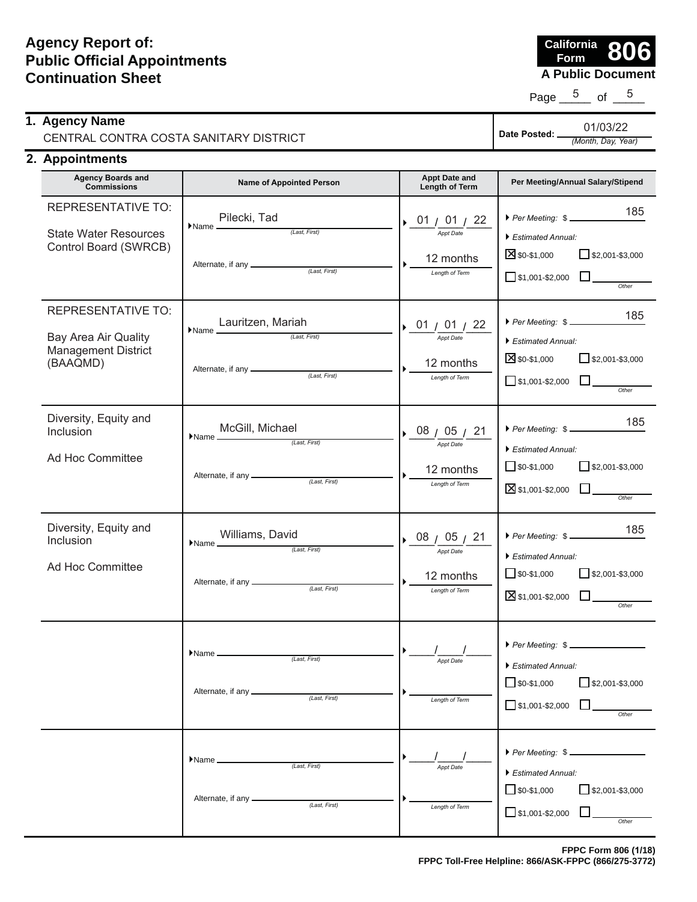# Agency Report of: Public Official Appointments Continuation Sheet

**California Form 806**
**A Public Document**

Page 5 of 5

## 1. Agency Name

CENTRAL CONTRA COSTA SANITARY DISTRICT

**Date Posted:** 01/03/22 *(Month, Day, Year)*

## 2. Appointments

| Agency Boards and Commissions | Name of Appointed Person | Appt Date and Length of Term | Per Meeting/Annual Salary/Stipend |
|---|---|---|---|
| REPRESENTATIVE TO: State Water Resources Control Board (SWRCB) | Name: Pilecki, Tad *(Last, First)*<br>Alternate, if any: | Appt Date: 01 / 01 / 22<br>Length of Term: 12 months | Per Meeting: $ 185<br>Estimated Annual:<br>☒ $0-$1,000 ☐ $2,001-$3,000<br>☐ $1,001-$2,000 ☐ Other |
| REPRESENTATIVE TO: Bay Area Air Quality Management District (BAAQMD) | Name: Lauritzen, Mariah *(Last, First)*<br>Alternate, if any: | Appt Date: 01 / 01 / 22<br>Length of Term: 12 months | Per Meeting: $ 185<br>Estimated Annual:<br>☒ $0-$1,000 ☐ $2,001-$3,000<br>☐ $1,001-$2,000 ☐ Other |
| Diversity, Equity and Inclusion Ad Hoc Committee | Name: McGill, Michael *(Last, First)*<br>Alternate, if any: | Appt Date: 08 / 05 / 21<br>Length of Term: 12 months | Per Meeting: $ 185<br>Estimated Annual:<br>☐ $0-$1,000 ☐ $2,001-$3,000<br>☒ $1,001-$2,000 ☐ Other |
| Diversity, Equity and Inclusion Ad Hoc Committee | Name: Williams, David *(Last, First)*<br>Alternate, if any: | Appt Date: 08 / 05 / 21<br>Length of Term: 12 months | Per Meeting: $ 185<br>Estimated Annual:<br>☐ $0-$1,000 ☐ $2,001-$3,000<br>☒ $1,001-$2,000 ☐ Other |
| | Name:<br>Alternate, if any: | Appt Date: / /<br>Length of Term: | Per Meeting: $<br>Estimated Annual:<br>☐ $0-$1,000 ☐ $2,001-$3,000<br>☐ $1,001-$2,000 ☐ Other |
| | Name:<br>Alternate, if any: | Appt Date: / /<br>Length of Term: | Per Meeting: $<br>Estimated Annual:<br>☐ $0-$1,000 ☐ $2,001-$3,000<br>☐ $1,001-$2,000 ☐ Other |

**FPPC Form 806 (1/18)**
**FPPC Toll-Free Helpline: 866/ASK-FPPC (866/275-3772)**